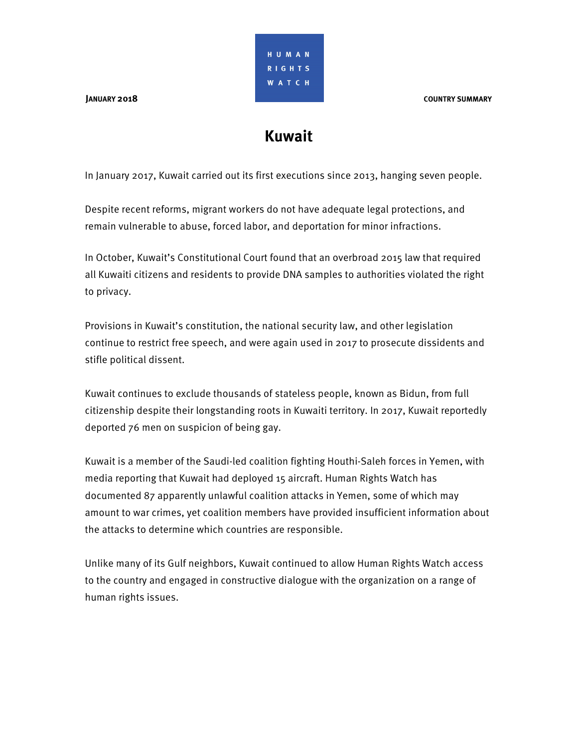JANUARY 2018

HUMAN RIGHTS WATCH

COUNTRY SUMMARY

# Kuwait

In January 2017, Kuwait carried out its first executions since 2013, hanging seven people.

Despite recent reforms, migrant workers do not have adequate legal protections, and remain vulnerable to abuse, forced labor, and deportation for minor infractions.

In October, Kuwait's Constitutional Court found that an overbroad 2015 law that required all Kuwaiti citizens and residents to provide DNA samples to authorities violated the right to privacy.

Provisions in Kuwait's constitution, the national security law, and other legislation continue to restrict free speech, and were again used in 2017 to prosecute dissidents and stifle political dissent.

Kuwait continues to exclude thousands of stateless people, known as Bidun, from full citizenship despite their longstanding roots in Kuwaiti territory. In 2017, Kuwait reportedly deported 76 men on suspicion of being gay.

Kuwait is a member of the Saudi-led coalition fighting Houthi-Saleh forces in Yemen, with media reporting that Kuwait had deployed 15 aircraft. Human Rights Watch has documented 87 apparently unlawful coalition attacks in Yemen, some of which may amount to war crimes, yet coalition members have provided insufficient information about the attacks to determine which countries are responsible.

Unlike many of its Gulf neighbors, Kuwait continued to allow Human Rights Watch access to the country and engaged in constructive dialogue with the organization on a range of human rights issues.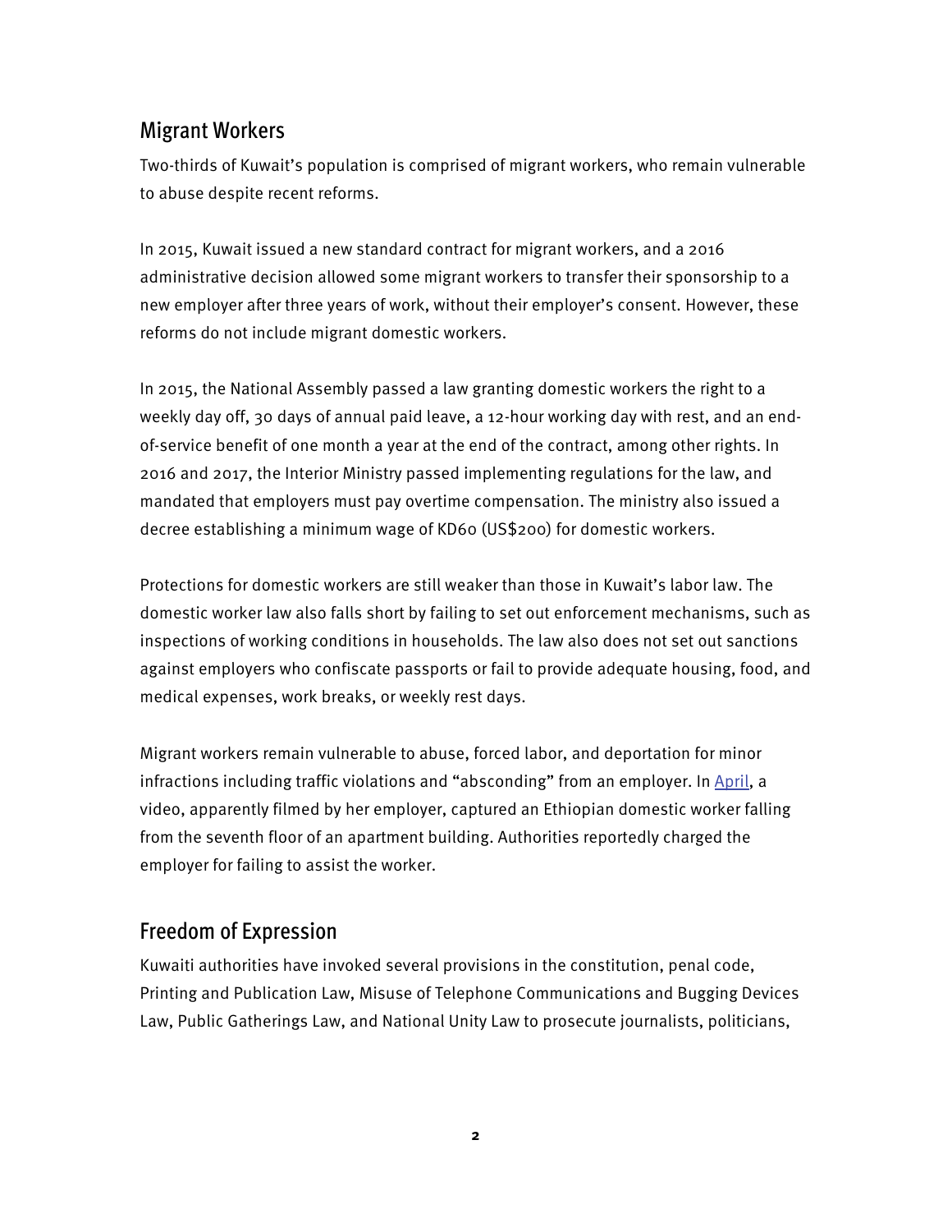## Migrant Workers

Two-thirds of Kuwait's population is comprised of migrant workers, who remain vulnerable to abuse despite recent reforms.

In 2015, Kuwait issued a new standard contract for migrant workers, and a 2016 administrative decision allowed some migrant workers to transfer their sponsorship to a new employer after three years of work, without their employer's consent. However, these reforms do not include migrant domestic workers.

In 2015, the National Assembly passed a law granting domestic workers the right to a weekly day off, 30 days of annual paid leave, a 12-hour working day with rest, and an end-of-service benefit of one month a year at the end of the contract, among other rights. In 2016 and 2017, the Interior Ministry passed implementing regulations for the law, and mandated that employers must pay overtime compensation. The ministry also issued a decree establishing a minimum wage of KD60 (US$200) for domestic workers.

Protections for domestic workers are still weaker than those in Kuwait's labor law. The domestic worker law also falls short by failing to set out enforcement mechanisms, such as inspections of working conditions in households. The law also does not set out sanctions against employers who confiscate passports or fail to provide adequate housing, food, and medical expenses, work breaks, or weekly rest days.

Migrant workers remain vulnerable to abuse, forced labor, and deportation for minor infractions including traffic violations and "absconding" from an employer. In April, a video, apparently filmed by her employer, captured an Ethiopian domestic worker falling from the seventh floor of an apartment building. Authorities reportedly charged the employer for failing to assist the worker.

## Freedom of Expression

Kuwaiti authorities have invoked several provisions in the constitution, penal code, Printing and Publication Law, Misuse of Telephone Communications and Bugging Devices Law, Public Gatherings Law, and National Unity Law to prosecute journalists, politicians,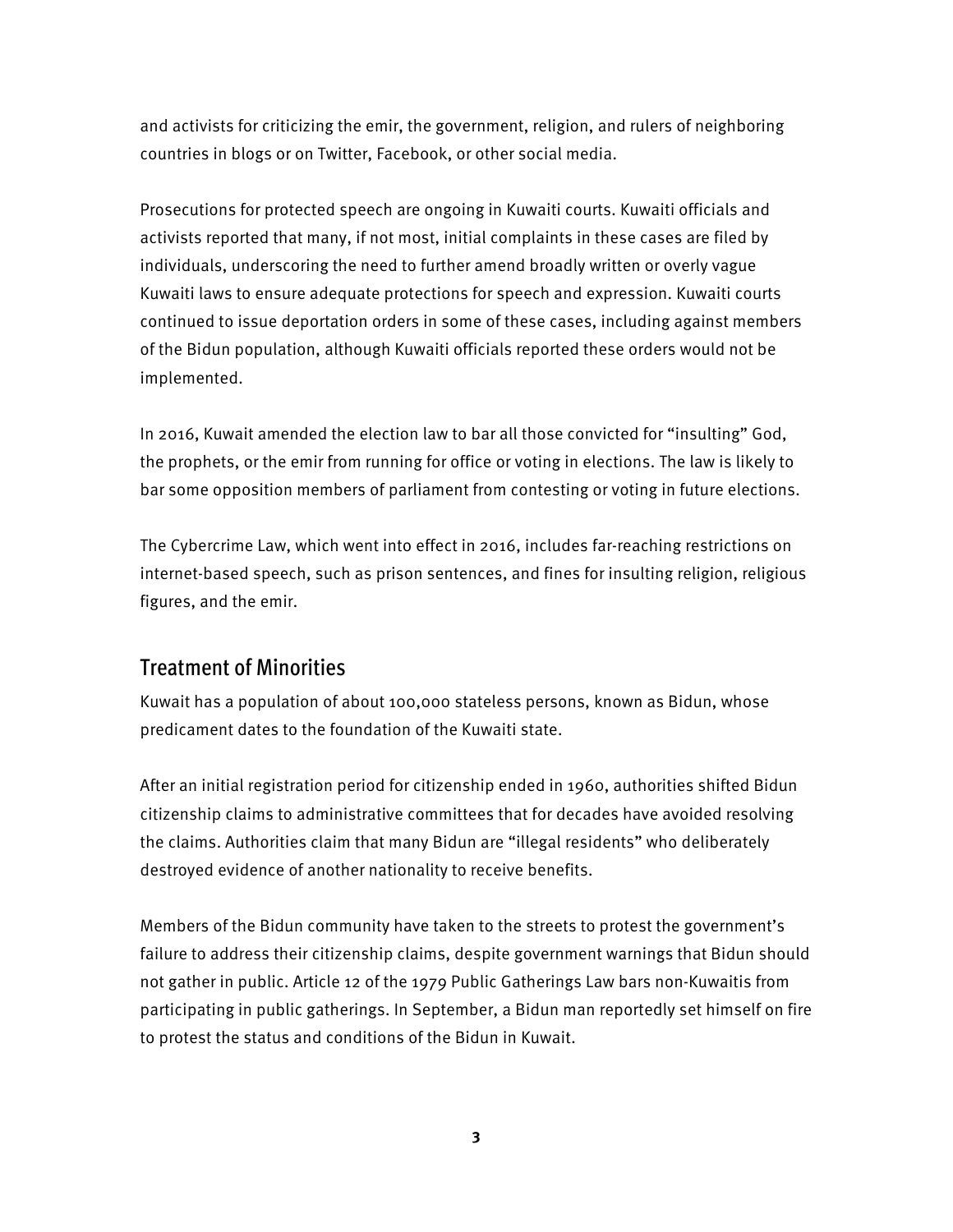and activists for criticizing the emir, the government, religion, and rulers of neighboring countries in blogs or on Twitter, Facebook, or other social media.

Prosecutions for protected speech are ongoing in Kuwaiti courts. Kuwaiti officials and activists reported that many, if not most, initial complaints in these cases are filed by individuals, underscoring the need to further amend broadly written or overly vague Kuwaiti laws to ensure adequate protections for speech and expression. Kuwaiti courts continued to issue deportation orders in some of these cases, including against members of the Bidun population, although Kuwaiti officials reported these orders would not be implemented.

In 2016, Kuwait amended the election law to bar all those convicted for "insulting" God, the prophets, or the emir from running for office or voting in elections. The law is likely to bar some opposition members of parliament from contesting or voting in future elections.

The Cybercrime Law, which went into effect in 2016, includes far-reaching restrictions on internet-based speech, such as prison sentences, and fines for insulting religion, religious figures, and the emir.

## Treatment of Minorities

Kuwait has a population of about 100,000 stateless persons, known as Bidun, whose predicament dates to the foundation of the Kuwaiti state.

After an initial registration period for citizenship ended in 1960, authorities shifted Bidun citizenship claims to administrative committees that for decades have avoided resolving the claims. Authorities claim that many Bidun are "illegal residents" who deliberately destroyed evidence of another nationality to receive benefits.

Members of the Bidun community have taken to the streets to protest the government's failure to address their citizenship claims, despite government warnings that Bidun should not gather in public. Article 12 of the 1979 Public Gatherings Law bars non-Kuwaitis from participating in public gatherings. In September, a Bidun man reportedly set himself on fire to protest the status and conditions of the Bidun in Kuwait.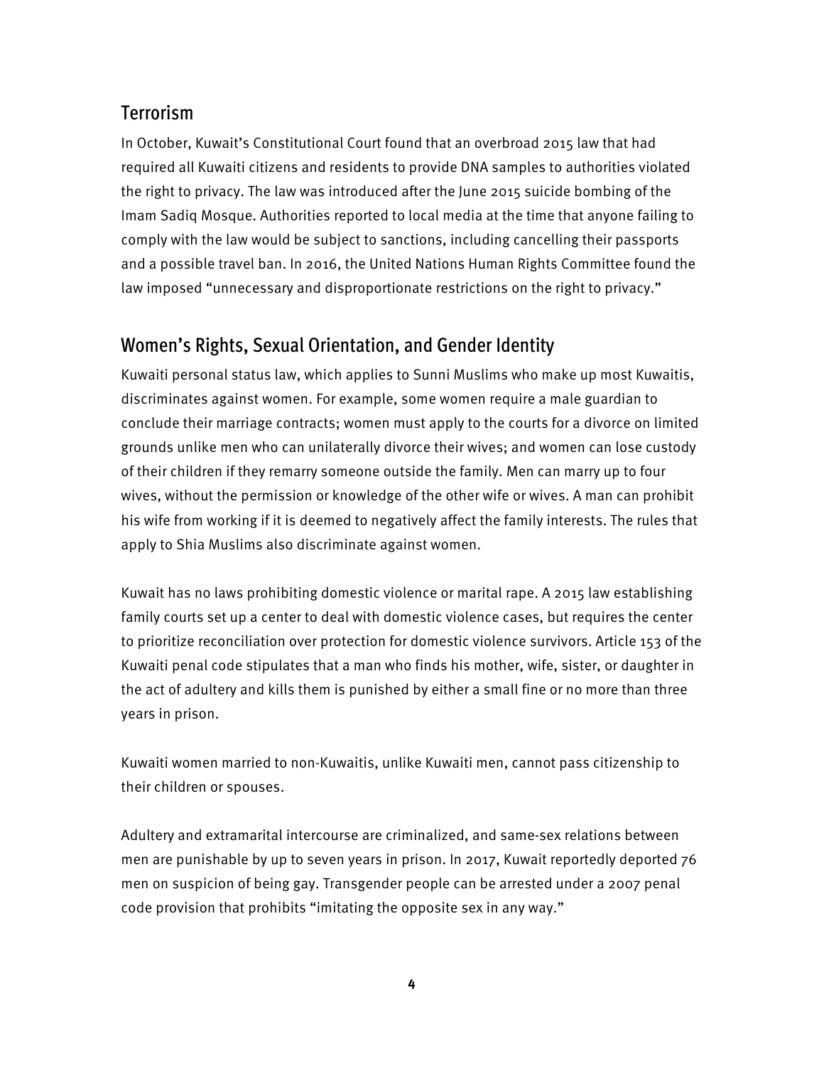## Terrorism

In October, Kuwait's Constitutional Court found that an overbroad 2015 law that had required all Kuwaiti citizens and residents to provide DNA samples to authorities violated the right to privacy. The law was introduced after the June 2015 suicide bombing of the Imam Sadiq Mosque. Authorities reported to local media at the time that anyone failing to comply with the law would be subject to sanctions, including cancelling their passports and a possible travel ban. In 2016, the United Nations Human Rights Committee found the law imposed "unnecessary and disproportionate restrictions on the right to privacy."

## Women's Rights, Sexual Orientation, and Gender Identity

Kuwaiti personal status law, which applies to Sunni Muslims who make up most Kuwaitis, discriminates against women. For example, some women require a male guardian to conclude their marriage contracts; women must apply to the courts for a divorce on limited grounds unlike men who can unilaterally divorce their wives; and women can lose custody of their children if they remarry someone outside the family. Men can marry up to four wives, without the permission or knowledge of the other wife or wives. A man can prohibit his wife from working if it is deemed to negatively affect the family interests. The rules that apply to Shia Muslims also discriminate against women.

Kuwait has no laws prohibiting domestic violence or marital rape. A 2015 law establishing family courts set up a center to deal with domestic violence cases, but requires the center to prioritize reconciliation over protection for domestic violence survivors. Article 153 of the Kuwaiti penal code stipulates that a man who finds his mother, wife, sister, or daughter in the act of adultery and kills them is punished by either a small fine or no more than three years in prison.

Kuwaiti women married to non-Kuwaitis, unlike Kuwaiti men, cannot pass citizenship to their children or spouses.

Adultery and extramarital intercourse are criminalized, and same-sex relations between men are punishable by up to seven years in prison. In 2017, Kuwait reportedly deported 76 men on suspicion of being gay. Transgender people can be arrested under a 2007 penal code provision that prohibits "imitating the opposite sex in any way."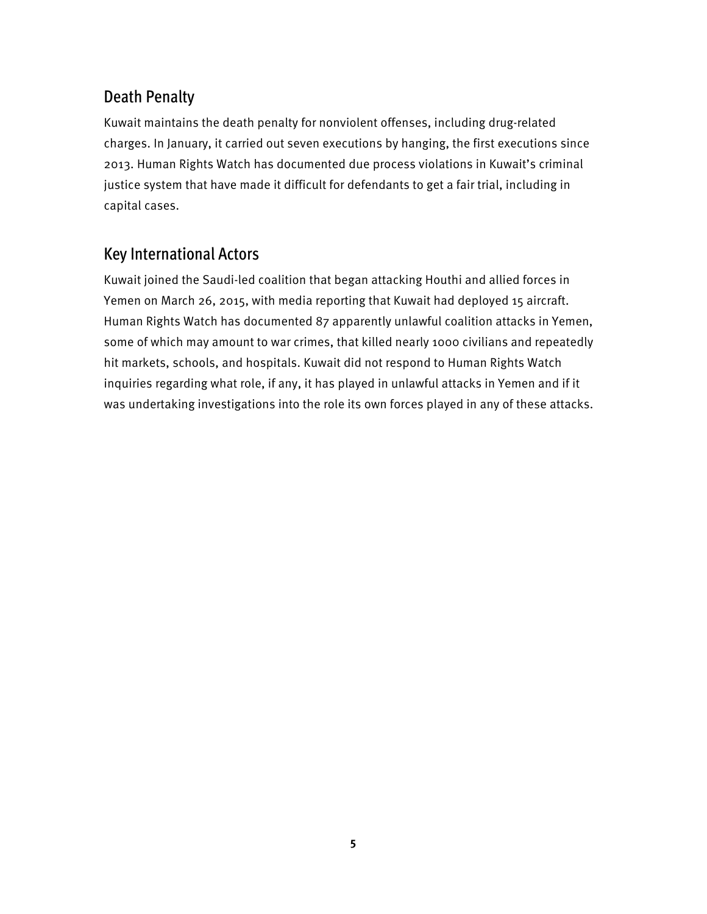## Death Penalty

Kuwait maintains the death penalty for nonviolent offenses, including drug-related charges. In January, it carried out seven executions by hanging, the first executions since 2013. Human Rights Watch has documented due process violations in Kuwait's criminal justice system that have made it difficult for defendants to get a fair trial, including in capital cases.

## Key International Actors

Kuwait joined the Saudi-led coalition that began attacking Houthi and allied forces in Yemen on March 26, 2015, with media reporting that Kuwait had deployed 15 aircraft. Human Rights Watch has documented 87 apparently unlawful coalition attacks in Yemen, some of which may amount to war crimes, that killed nearly 1000 civilians and repeatedly hit markets, schools, and hospitals. Kuwait did not respond to Human Rights Watch inquiries regarding what role, if any, it has played in unlawful attacks in Yemen and if it was undertaking investigations into the role its own forces played in any of these attacks.